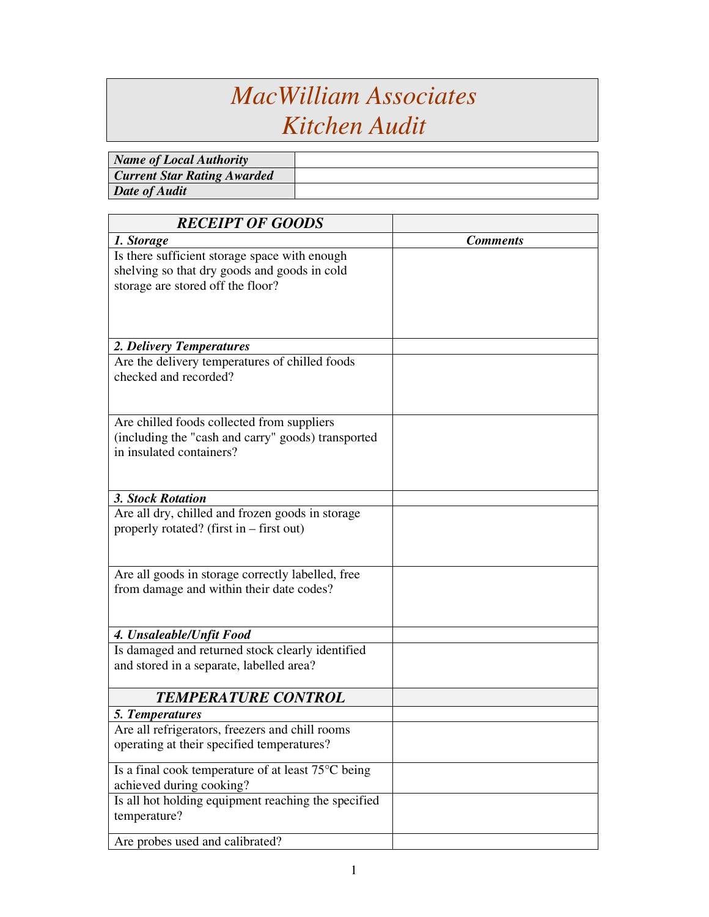# *MacWilliam Associates Kitchen Audit*

| ***Name of Local Authority*** | |
|---|---|
| ***Current Star Rating Awarded*** | |
| ***Date of Audit*** | |

| ***RECEIPT OF GOODS*** | |
|---|---|
| ***1. Storage*** | ***Comments*** |
| Is there sufficient storage space with enough shelving so that dry goods and goods in cold storage are stored off the floor? | |
| ***2. Delivery Temperatures*** | |
| Are the delivery temperatures of chilled foods checked and recorded? | |
| Are chilled foods collected from suppliers (including the "cash and carry" goods) transported in insulated containers? | |
| ***3. Stock Rotation*** | |
| Are all dry, chilled and frozen goods in storage properly rotated? (first in – first out) | |
| Are all goods in storage correctly labelled, free from damage and within their date codes? | |
| ***4. Unsaleable/Unfit Food*** | |
| Is damaged and returned stock clearly identified and stored in a separate, labelled area? | |
| ***TEMPERATURE CONTROL*** | |
| ***5. Temperatures*** | |
| Are all refrigerators, freezers and chill rooms operating at their specified temperatures? | |
| Is a final cook temperature of at least 75°C being achieved during cooking? | |
| Is all hot holding equipment reaching the specified temperature? | |
| Are probes used and calibrated? | |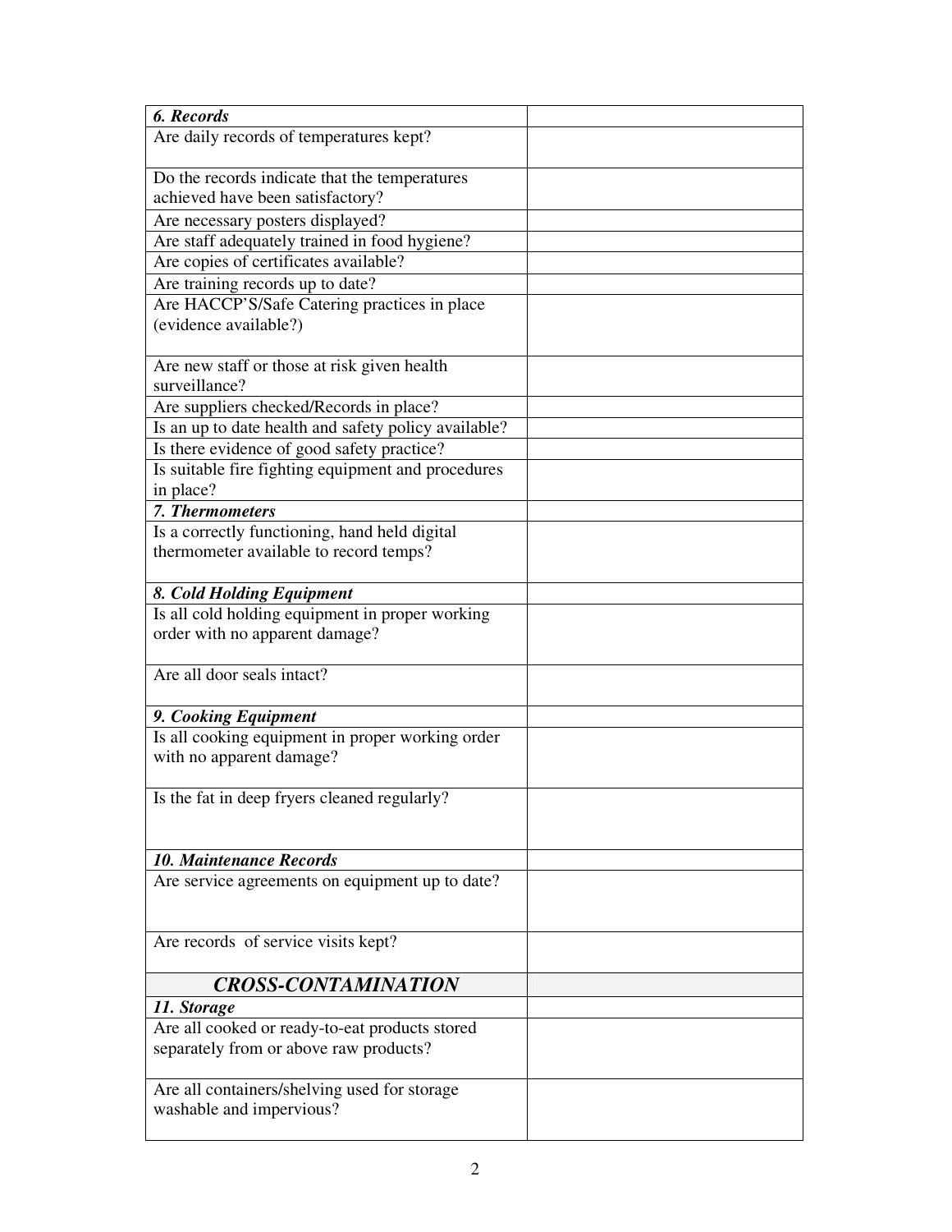| ***6. Records*** | |
|---|---|
| Are daily records of temperatures kept? | |
| Do the records indicate that the temperatures achieved have been satisfactory? | |
| Are necessary posters displayed? | |
| Are staff adequately trained in food hygiene? | |
| Are copies of certificates available? | |
| Are training records up to date? | |
| Are HACCP'S/Safe Catering practices in place (evidence available?) | |
| Are new staff or those at risk given health surveillance? | |
| Are suppliers checked/Records in place? | |
| Is an up to date health and safety policy available? | |
| Is there evidence of good safety practice? | |
| Is suitable fire fighting equipment and procedures in place? | |
| ***7. Thermometers*** | |
| Is a correctly functioning, hand held digital thermometer available to record temps? | |
| ***8. Cold Holding Equipment*** | |
| Is all cold holding equipment in proper working order with no apparent damage? | |
| Are all door seals intact? | |
| ***9. Cooking Equipment*** | |
| Is all cooking equipment in proper working order with no apparent damage? | |
| Is the fat in deep fryers cleaned regularly? | |
| ***10. Maintenance Records*** | |
| Are service agreements on equipment up to date? | |
| Are records of service visits kept? | |
| ***CROSS-CONTAMINATION*** | |
| ***11. Storage*** | |
| Are all cooked or ready-to-eat products stored separately from or above raw products? | |
| Are all containers/shelving used for storage washable and impervious? | |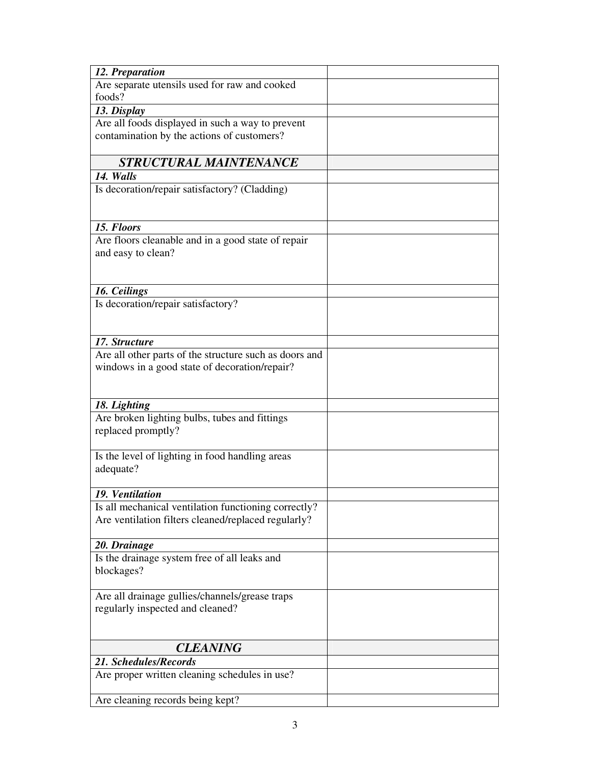| | |
|---|---|
| ***12. Preparation*** | |
| Are separate utensils used for raw and cooked foods? | |
| ***13. Display*** | |
| Are all foods displayed in such a way to prevent contamination by the actions of customers? | |
| ***STRUCTURAL MAINTENANCE*** | |
| ***14. Walls*** | |
| Is decoration/repair satisfactory? (Cladding) | |
| ***15. Floors*** | |
| Are floors cleanable and in a good state of repair and easy to clean? | |
| ***16. Ceilings*** | |
| Is decoration/repair satisfactory? | |
| ***17. Structure*** | |
| Are all other parts of the structure such as doors and windows in a good state of decoration/repair? | |
| ***18. Lighting*** | |
| Are broken lighting bulbs, tubes and fittings replaced promptly? | |
| Is the level of lighting in food handling areas adequate? | |
| ***19. Ventilation*** | |
| Is all mechanical ventilation functioning correctly? Are ventilation filters cleaned/replaced regularly? | |
| ***20. Drainage*** | |
| Is the drainage system free of all leaks and blockages? | |
| Are all drainage gullies/channels/grease traps regularly inspected and cleaned? | |
| ***CLEANING*** | |
| ***21. Schedules/Records*** | |
| Are proper written cleaning schedules in use? | |
| Are cleaning records being kept? | |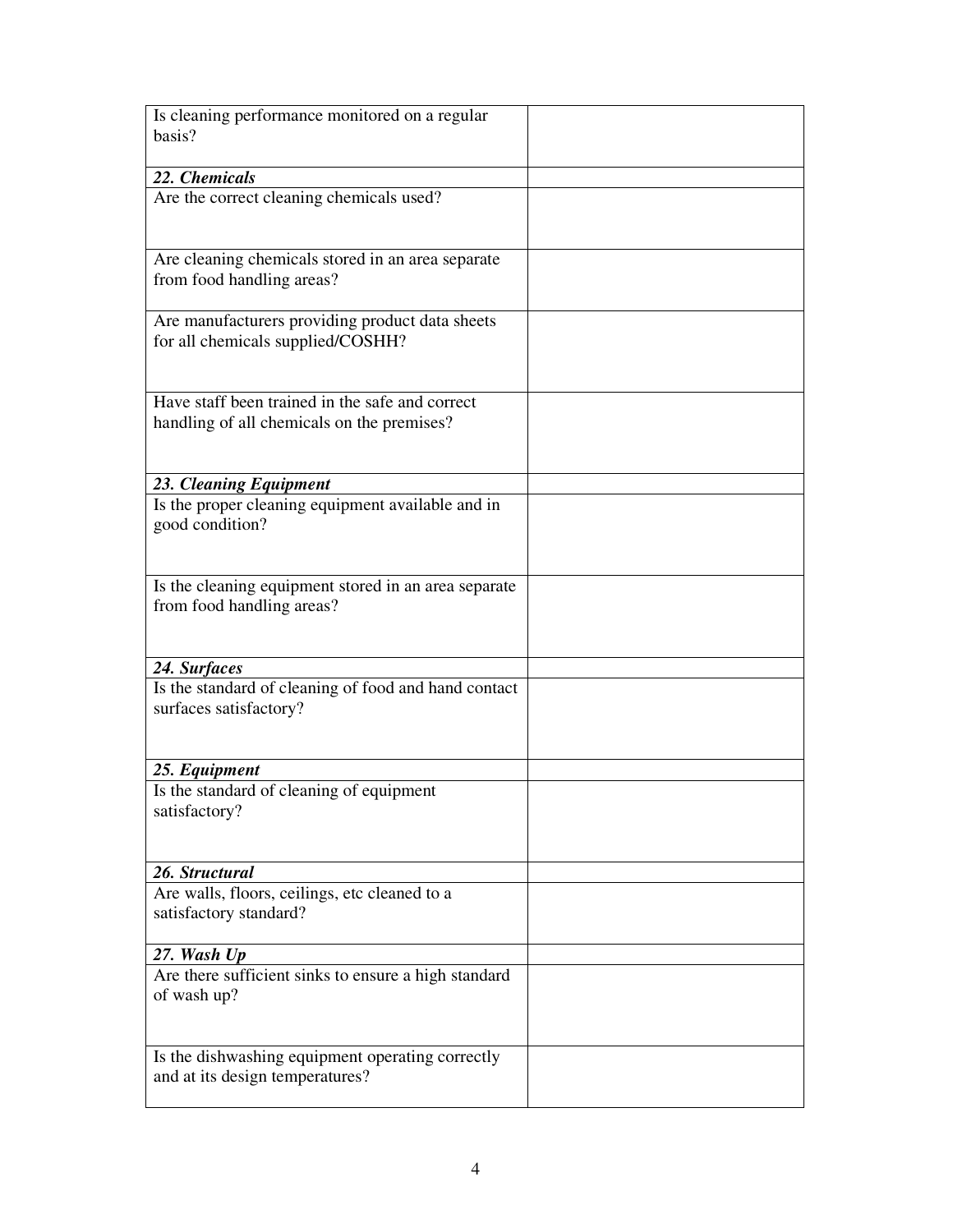| Is cleaning performance monitored on a regular basis? | |
| --- | --- |
| ***22. Chemicals*** | |
| Are the correct cleaning chemicals used? | |
| Are cleaning chemicals stored in an area separate from food handling areas? | |
| Are manufacturers providing product data sheets for all chemicals supplied/COSHH? | |
| Have staff been trained in the safe and correct handling of all chemicals on the premises? | |
| ***23. Cleaning Equipment*** | |
| Is the proper cleaning equipment available and in good condition? | |
| Is the cleaning equipment stored in an area separate from food handling areas? | |
| ***24. Surfaces*** | |
| Is the standard of cleaning of food and hand contact surfaces satisfactory? | |
| ***25. Equipment*** | |
| Is the standard of cleaning of equipment satisfactory? | |
| ***26. Structural*** | |
| Are walls, floors, ceilings, etc cleaned to a satisfactory standard? | |
| ***27. Wash Up*** | |
| Are there sufficient sinks to ensure a high standard of wash up? | |
| Is the dishwashing equipment operating correctly and at its design temperatures? | |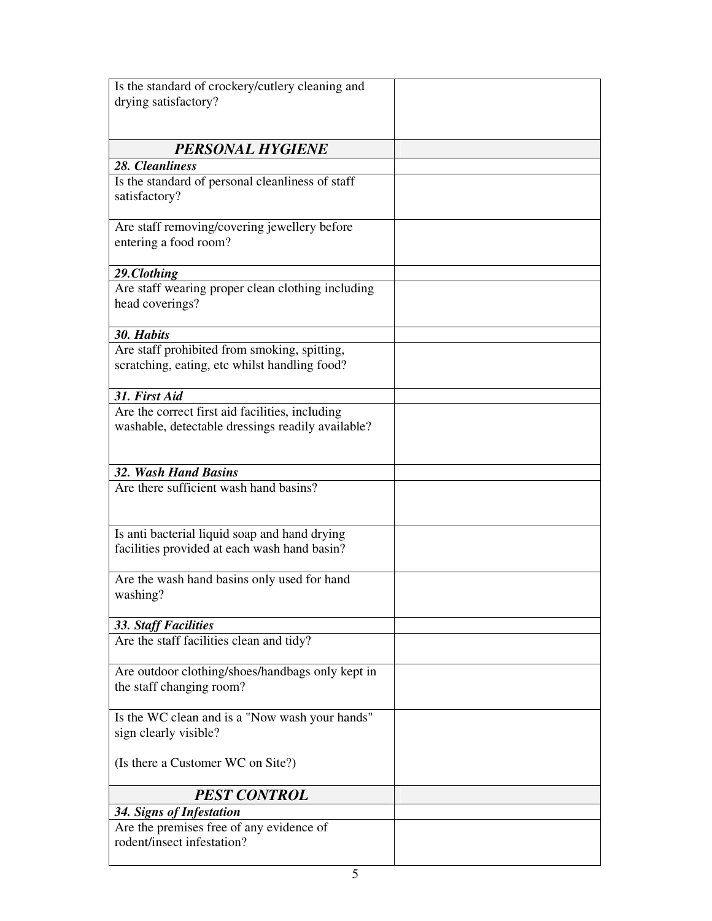| Is the standard of crockery/cutlery cleaning and drying satisfactory? | |
| --- | --- |
| ***PERSONAL HYGIENE*** | |
| ***28. Cleanliness*** | |
| Is the standard of personal cleanliness of staff satisfactory? | |
| Are staff removing/covering jewellery before entering a food room? | |
| ***29.Clothing*** | |
| Are staff wearing proper clean clothing including head coverings? | |
| ***30. Habits*** | |
| Are staff prohibited from smoking, spitting, scratching, eating, etc whilst handling food? | |
| ***31. First Aid*** | |
| Are the correct first aid facilities, including washable, detectable dressings readily available? | |
| ***32. Wash Hand Basins*** | |
| Are there sufficient wash hand basins? | |
| Is anti bacterial liquid soap and hand drying facilities provided at each wash hand basin? | |
| Are the wash hand basins only used for hand washing? | |
| ***33. Staff Facilities*** | |
| Are the staff facilities clean and tidy? | |
| Are outdoor clothing/shoes/handbags only kept in the staff changing room? | |
| Is the WC clean and is a "Now wash your hands" sign clearly visible?<br><br>(Is there a Customer WC on Site?) | |
| ***PEST CONTROL*** | |
| ***34. Signs of Infestation*** | |
| Are the premises free of any evidence of rodent/insect infestation? | |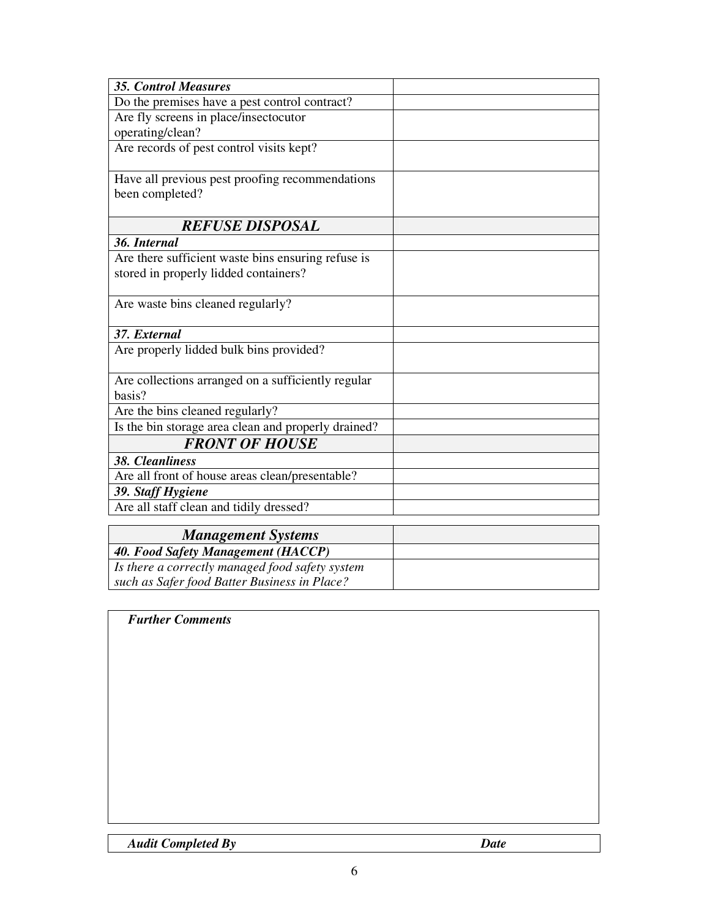| | |
|---|---|
| ***35. Control Measures*** | |
| Do the premises have a pest control contract? | |
| Are fly screens in place/insectocutor operating/clean? | |
| Are records of pest control visits kept? | |
| Have all previous pest proofing recommendations been completed? | |
| ***REFUSE DISPOSAL*** | |
| ***36. Internal*** | |
| Are there sufficient waste bins ensuring refuse is stored in properly lidded containers? | |
| Are waste bins cleaned regularly? | |
| ***37. External*** | |
| Are properly lidded bulk bins provided? | |
| Are collections arranged on a sufficiently regular basis? | |
| Are the bins cleaned regularly? | |
| Is the bin storage area clean and properly drained? | |
| ***FRONT OF HOUSE*** | |
| ***38. Cleanliness*** | |
| Are all front of house areas clean/presentable? | |
| ***39. Staff Hygiene*** | |
| Are all staff clean and tidily dressed? | |

| | |
|---|---|
| ***Management Systems*** | |
| ***40. Food Safety Management (HACCP)*** | |
| *Is there a correctly managed food safety system such as Safer food Batter Business in Place?* | |

***Further Comments***

| | |
|---|---|
| ***Audit Completed By*** | ***Date*** |